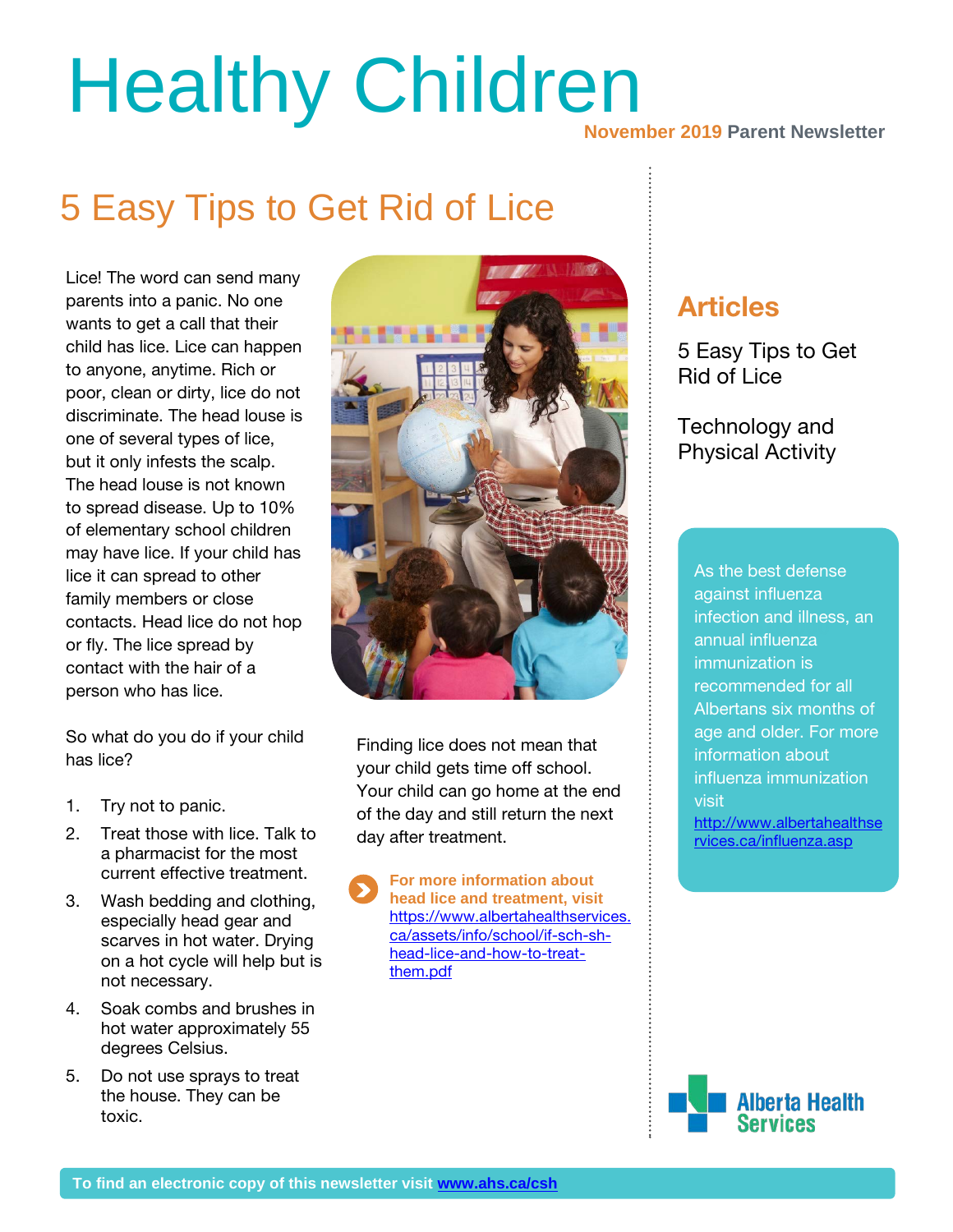# Healthy Children

**November 2019 Parent Newsletter**

## 5 Easy Tips to Get Rid of Lice

Lice! The word can send many parents into a panic. No one wants to get a call that their child has lice. Lice can happen to anyone, anytime. Rich or poor, clean or dirty, lice do not discriminate. The head louse is one of several types of lice, but it only infests the scalp. The head louse is not known to spread disease. Up to 10% of elementary school children may have lice. If your child has lice it can spread to other family members or close contacts. Head lice do not hop or fly. The lice spread by contact with the hair of a person who has lice.

So what do you do if your child has lice?

1. Try not to panic.
2. Treat those with lice. Talk to a pharmacist for the most current effective treatment.
3. Wash bedding and clothing, especially head gear and scarves in hot water. Drying on a hot cycle will help but is not necessary.
4. Soak combs and brushes in hot water approximately 55 degrees Celsius.
5. Do not use sprays to treat the house. They can be toxic.

Finding lice does not mean that your child gets time off school. Your child can go home at the end of the day and still return the next day after treatment.

**For more information about head lice and treatment, visit** https://www.albertahealthservices.ca/assets/info/school/if-sch-sh-head-lice-and-how-to-treat-them.pdf

## Articles

5 Easy Tips to Get Rid of Lice

Technology and Physical Activity

As the best defense against influenza infection and illness, an annual influenza immunization is recommended for all Albertans six months of age and older. For more information about influenza immunization visit http://www.albertahealthservices.ca/influenza.asp

Alberta Health Services

**To find an electronic copy of this newsletter visit www.ahs.ca/csh**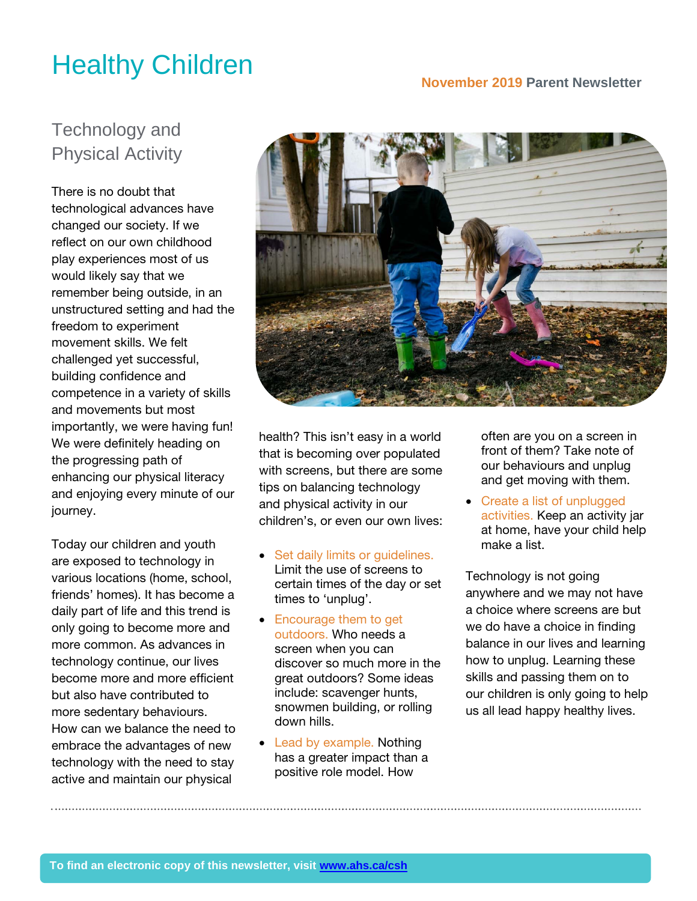# Healthy Children

**November 2019 Parent Newsletter**

## Technology and Physical Activity

There is no doubt that technological advances have changed our society. If we reflect on our own childhood play experiences most of us would likely say that we remember being outside, in an unstructured setting and had the freedom to experiment movement skills. We felt challenged yet successful, building confidence and competence in a variety of skills and movements but most importantly, we were having fun! We were definitely heading on the progressing path of enhancing our physical literacy and enjoying every minute of our journey.

Today our children and youth are exposed to technology in various locations (home, school, friends' homes). It has become a daily part of life and this trend is only going to become more and more common. As advances in technology continue, our lives become more and more efficient but also have contributed to more sedentary behaviours. How can we balance the need to embrace the advantages of new technology with the need to stay active and maintain our physical health? This isn't easy in a world that is becoming over populated with screens, but there are some tips on balancing technology and physical activity in our children's, or even our own lives:

- Set daily limits or guidelines. Limit the use of screens to certain times of the day or set times to 'unplug'.
- Encourage them to get outdoors. Who needs a screen when you can discover so much more in the great outdoors? Some ideas include: scavenger hunts, snowmen building, or rolling down hills.
- Lead by example. Nothing has a greater impact than a positive role model. How often are you on a screen in front of them? Take note of our behaviours and unplug and get moving with them.
- Create a list of unplugged activities. Keep an activity jar at home, have your child help make a list.

Technology is not going anywhere and we may not have a choice where screens are but we do have a choice in finding balance in our lives and learning how to unplug. Learning these skills and passing them on to our children is only going to help us all lead happy healthy lives.

**To find an electronic copy of this newsletter, visit www.ahs.ca/csh**